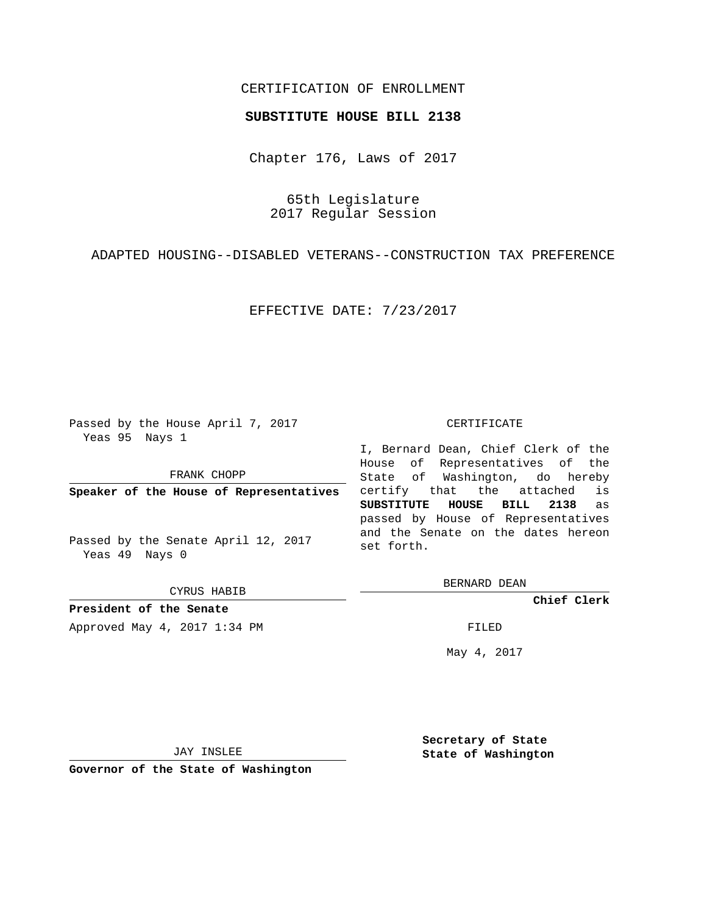CERTIFICATION OF ENROLLMENT

**SUBSTITUTE HOUSE BILL 2138**

Chapter 176, Laws of 2017

65th Legislature
2017 Regular Session

ADAPTED HOUSING--DISABLED VETERANS--CONSTRUCTION TAX PREFERENCE

EFFECTIVE DATE: 7/23/2017

Passed by the House April 7, 2017
Yeas 95 Nays 1

FRANK CHOPP

**Speaker of the House of Representatives**

Passed by the Senate April 12, 2017
Yeas 49 Nays 0

CYRUS HABIB

**President of the Senate**

Approved May 4, 2017 1:34 PM

JAY INSLEE

**Governor of the State of Washington**

CERTIFICATE

I, Bernard Dean, Chief Clerk of the House of Representatives of the State of Washington, do hereby certify that the attached is **SUBSTITUTE HOUSE BILL 2138** as passed by House of Representatives and the Senate on the dates hereon set forth.

BERNARD DEAN

**Chief Clerk**

FILED

May 4, 2017

**Secretary of State**
**State of Washington**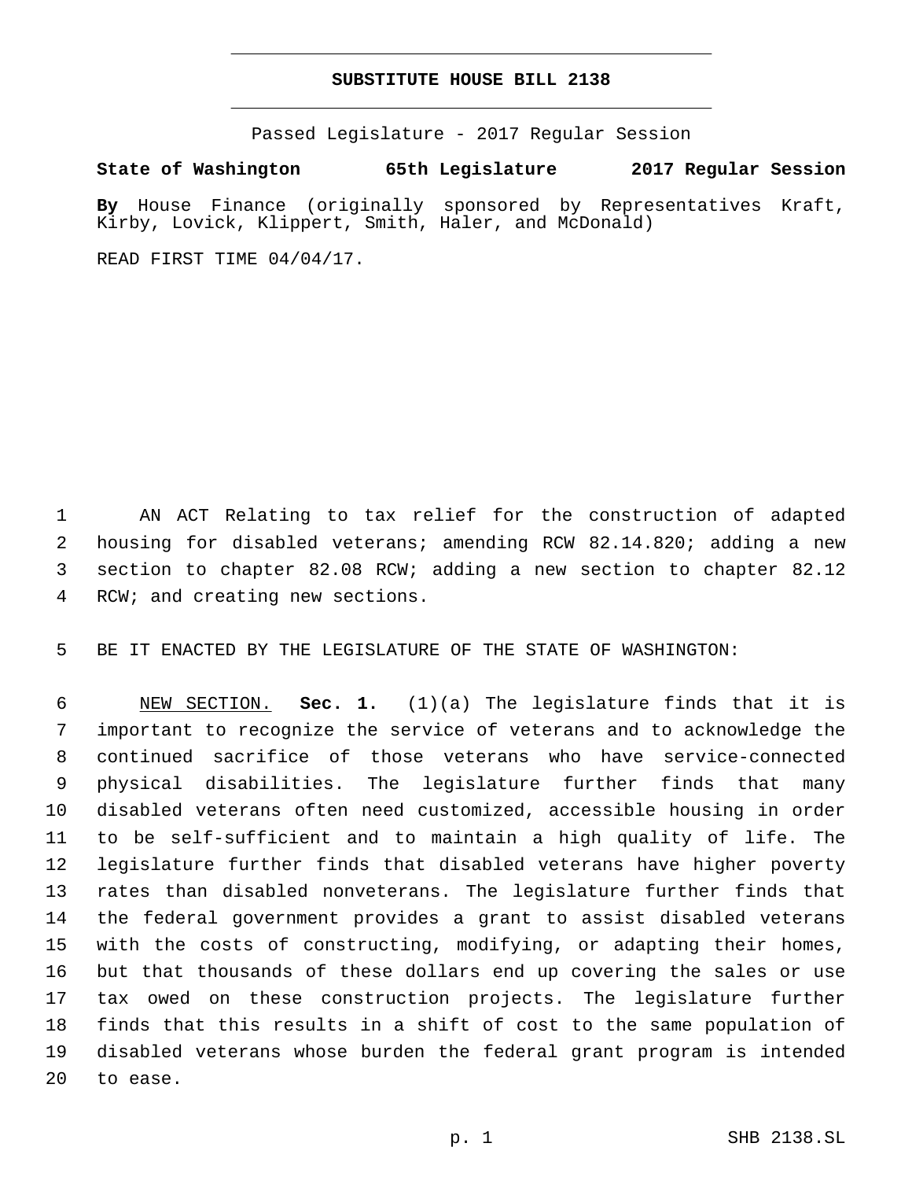# SUBSTITUTE HOUSE BILL 2138

Passed Legislature - 2017 Regular Session

**State of Washington 65th Legislature 2017 Regular Session**

**By** House Finance (originally sponsored by Representatives Kraft, Kirby, Lovick, Klippert, Smith, Haler, and McDonald)

READ FIRST TIME 04/04/17.

AN ACT Relating to tax relief for the construction of adapted housing for disabled veterans; amending RCW 82.14.820; adding a new section to chapter 82.08 RCW; adding a new section to chapter 82.12 RCW; and creating new sections.

BE IT ENACTED BY THE LEGISLATURE OF THE STATE OF WASHINGTON:

NEW SECTION. **Sec. 1.** (1)(a) The legislature finds that it is important to recognize the service of veterans and to acknowledge the continued sacrifice of those veterans who have service-connected physical disabilities. The legislature further finds that many disabled veterans often need customized, accessible housing in order to be self-sufficient and to maintain a high quality of life. The legislature further finds that disabled veterans have higher poverty rates than disabled nonveterans. The legislature further finds that the federal government provides a grant to assist disabled veterans with the costs of constructing, modifying, or adapting their homes, but that thousands of these dollars end up covering the sales or use tax owed on these construction projects. The legislature further finds that this results in a shift of cost to the same population of disabled veterans whose burden the federal grant program is intended to ease.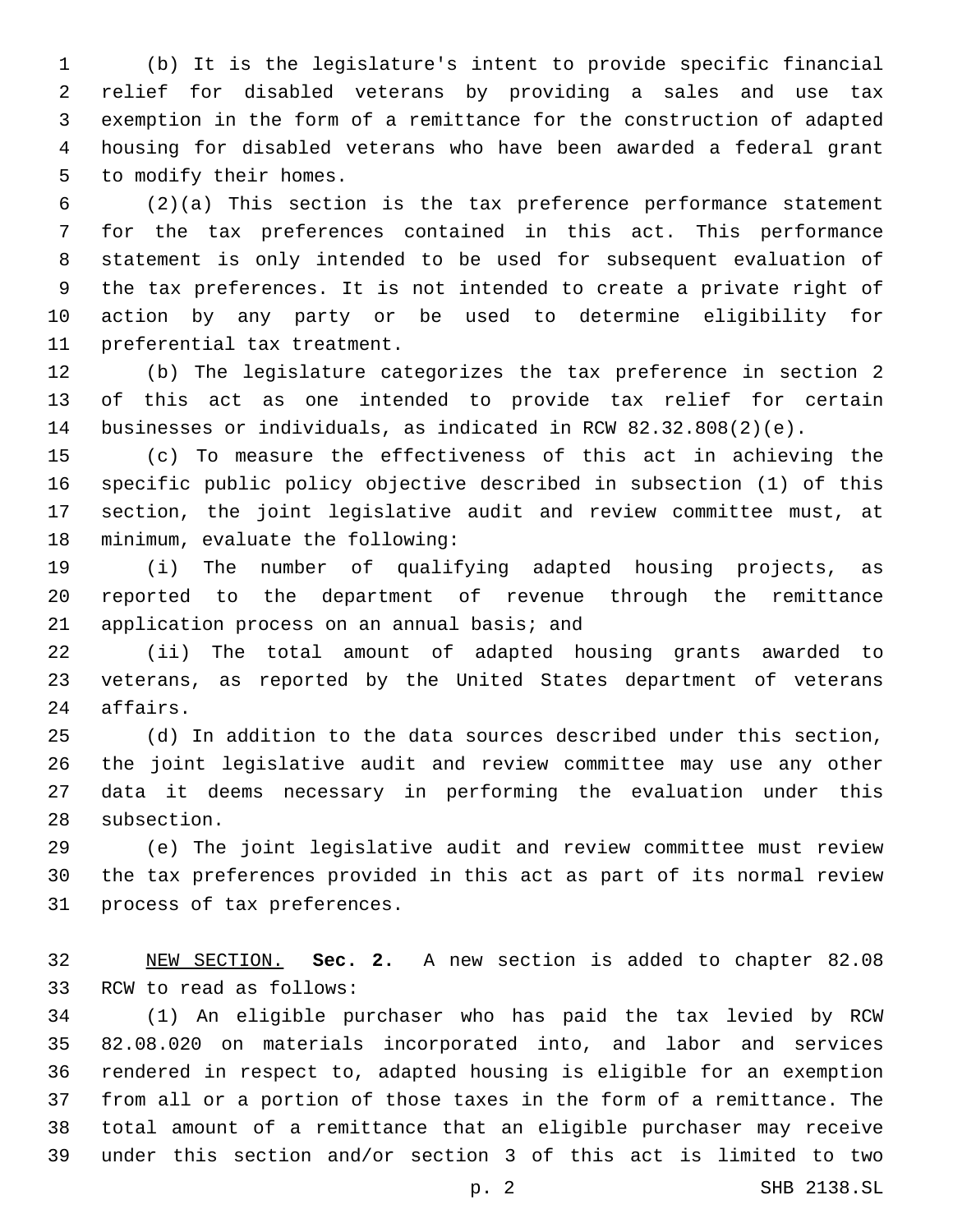(b) It is the legislature's intent to provide specific financial relief for disabled veterans by providing a sales and use tax exemption in the form of a remittance for the construction of adapted housing for disabled veterans who have been awarded a federal grant to modify their homes.

(2)(a) This section is the tax preference performance statement for the tax preferences contained in this act. This performance statement is only intended to be used for subsequent evaluation of the tax preferences. It is not intended to create a private right of action by any party or be used to determine eligibility for preferential tax treatment.

(b) The legislature categorizes the tax preference in section 2 of this act as one intended to provide tax relief for certain businesses or individuals, as indicated in RCW 82.32.808(2)(e).

(c) To measure the effectiveness of this act in achieving the specific public policy objective described in subsection (1) of this section, the joint legislative audit and review committee must, at minimum, evaluate the following:

(i) The number of qualifying adapted housing projects, as reported to the department of revenue through the remittance application process on an annual basis; and

(ii) The total amount of adapted housing grants awarded to veterans, as reported by the United States department of veterans affairs.

(d) In addition to the data sources described under this section, the joint legislative audit and review committee may use any other data it deems necessary in performing the evaluation under this subsection.

(e) The joint legislative audit and review committee must review the tax preferences provided in this act as part of its normal review process of tax preferences.

NEW SECTION. **Sec. 2.** A new section is added to chapter 82.08 RCW to read as follows:

(1) An eligible purchaser who has paid the tax levied by RCW 82.08.020 on materials incorporated into, and labor and services rendered in respect to, adapted housing is eligible for an exemption from all or a portion of those taxes in the form of a remittance. The total amount of a remittance that an eligible purchaser may receive under this section and/or section 3 of this act is limited to two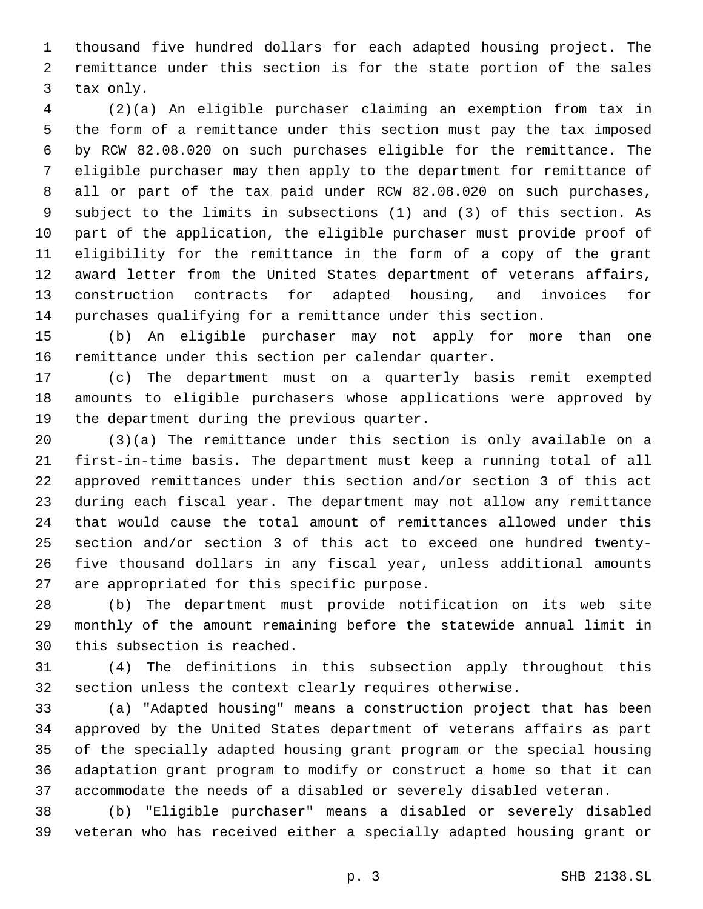thousand five hundred dollars for each adapted housing project. The remittance under this section is for the state portion of the sales tax only.

(2)(a) An eligible purchaser claiming an exemption from tax in the form of a remittance under this section must pay the tax imposed by RCW 82.08.020 on such purchases eligible for the remittance. The eligible purchaser may then apply to the department for remittance of all or part of the tax paid under RCW 82.08.020 on such purchases, subject to the limits in subsections (1) and (3) of this section. As part of the application, the eligible purchaser must provide proof of eligibility for the remittance in the form of a copy of the grant award letter from the United States department of veterans affairs, construction contracts for adapted housing, and invoices for purchases qualifying for a remittance under this section.

(b) An eligible purchaser may not apply for more than one remittance under this section per calendar quarter.

(c) The department must on a quarterly basis remit exempted amounts to eligible purchasers whose applications were approved by the department during the previous quarter.

(3)(a) The remittance under this section is only available on a first-in-time basis. The department must keep a running total of all approved remittances under this section and/or section 3 of this act during each fiscal year. The department may not allow any remittance that would cause the total amount of remittances allowed under this section and/or section 3 of this act to exceed one hundred twenty-five thousand dollars in any fiscal year, unless additional amounts are appropriated for this specific purpose.

(b) The department must provide notification on its web site monthly of the amount remaining before the statewide annual limit in this subsection is reached.

(4) The definitions in this subsection apply throughout this section unless the context clearly requires otherwise.

(a) "Adapted housing" means a construction project that has been approved by the United States department of veterans affairs as part of the specially adapted housing grant program or the special housing adaptation grant program to modify or construct a home so that it can accommodate the needs of a disabled or severely disabled veteran.

(b) "Eligible purchaser" means a disabled or severely disabled veteran who has received either a specially adapted housing grant or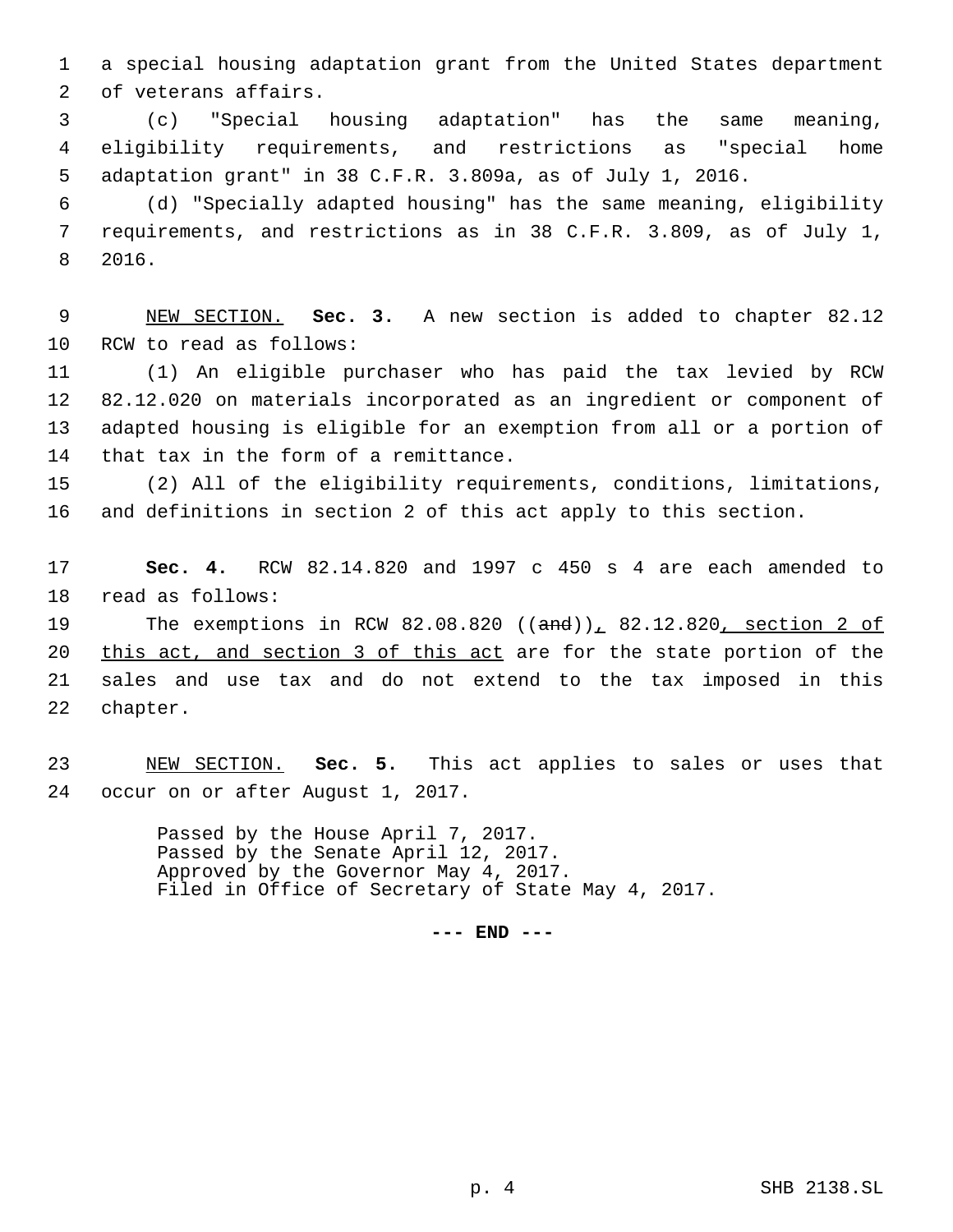a special housing adaptation grant from the United States department of veterans affairs.

(c) "Special housing adaptation" has the same meaning, eligibility requirements, and restrictions as "special home adaptation grant" in 38 C.F.R. 3.809a, as of July 1, 2016.

(d) "Specially adapted housing" has the same meaning, eligibility requirements, and restrictions as in 38 C.F.R. 3.809, as of July 1, 2016.

NEW SECTION. **Sec. 3.** A new section is added to chapter 82.12 RCW to read as follows:

(1) An eligible purchaser who has paid the tax levied by RCW 82.12.020 on materials incorporated as an ingredient or component of adapted housing is eligible for an exemption from all or a portion of that tax in the form of a remittance.

(2) All of the eligibility requirements, conditions, limitations, and definitions in section 2 of this act apply to this section.

**Sec. 4.** RCW 82.14.820 and 1997 c 450 s 4 are each amended to read as follows:

The exemptions in RCW 82.08.820 ((~~and~~)), 82.12.820, section 2 of this act, and section 3 of this act are for the state portion of the sales and use tax and do not extend to the tax imposed in this chapter.

NEW SECTION. **Sec. 5.** This act applies to sales or uses that occur on or after August 1, 2017.

Passed by the House April 7, 2017.
Passed by the Senate April 12, 2017.
Approved by the Governor May 4, 2017.
Filed in Office of Secretary of State May 4, 2017.

**--- END ---**